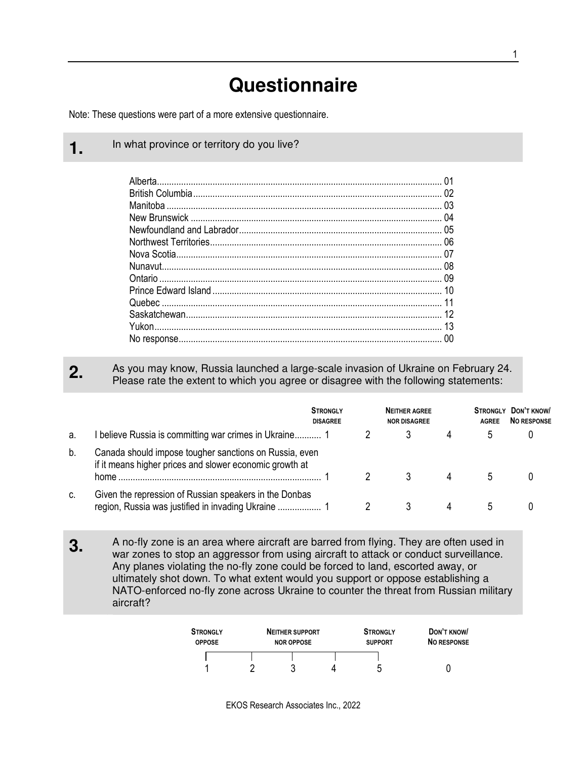# Questionnaire

Note: These questions were part of a more extensive questionnaire.

**1.** In what province or territory do you live?

| | |
|---|---|
| Alberta | 01 |
| British Columbia | 02 |
| Manitoba | 03 |
| New Brunswick | 04 |
| Newfoundland and Labrador | 05 |
| Northwest Territories | 06 |
| Nova Scotia | 07 |
| Nunavut | 08 |
| Ontario | 09 |
| Prince Edward Island | 10 |
| Quebec | 11 |
| Saskatchewan | 12 |
| Yukon | 13 |
| No response | 00 |

**2.** As you may know, Russia launched a large-scale invasion of Ukraine on February 24. Please rate the extent to which you agree or disagree with the following statements:

| | | Strongly disagree | | Neither agree nor disagree | | Strongly agree | Don't know/ No response |
|---|---|---|---|---|---|---|---|
| a. | I believe Russia is committing war crimes in Ukraine | 1 | 2 | 3 | 4 | 5 | 0 |
| b. | Canada should impose tougher sanctions on Russia, even if it means higher prices and slower economic growth at home | 1 | 2 | 3 | 4 | 5 | 0 |
| c. | Given the repression of Russian speakers in the Donbas region, Russia was justified in invading Ukraine | 1 | 2 | 3 | 4 | 5 | 0 |

**3.** A no-fly zone is an area where aircraft are barred from flying. They are often used in war zones to stop an aggressor from using aircraft to attack or conduct surveillance. Any planes violating the no-fly zone could be forced to land, escorted away, or ultimately shot down. To what extent would you support or oppose establishing a NATO-enforced no-fly zone across Ukraine to counter the threat from Russian military aircraft?

| Strongly oppose | | Neither support nor oppose | | Strongly support | Don't know/ No response |
|---|---|---|---|---|---|
| 1 | 2 | 3 | 4 | 5 | 0 |

EKOS Research Associates Inc., 2022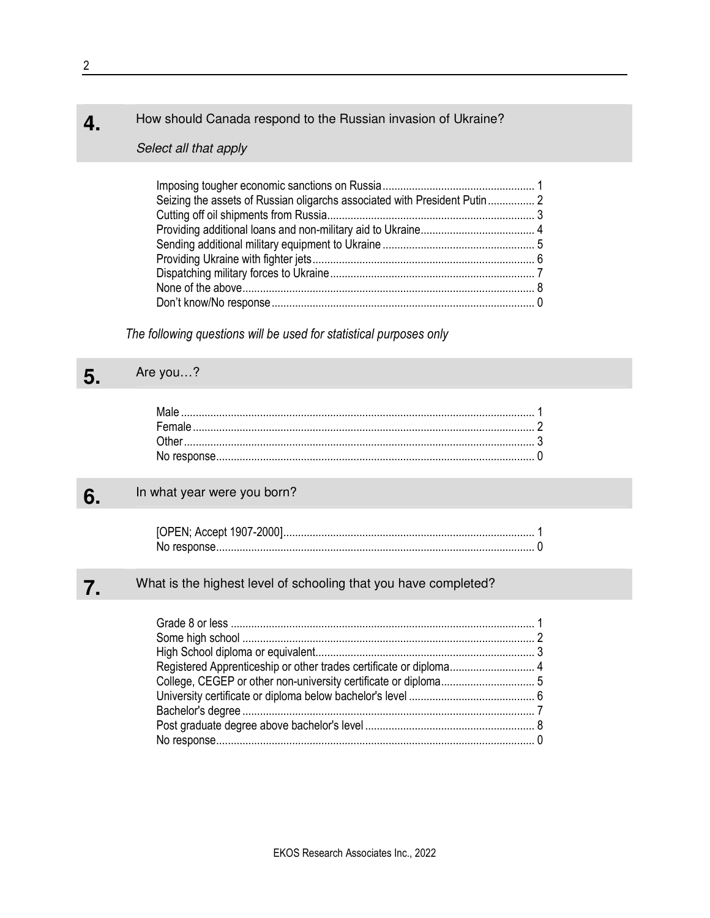## 4. How should Canada respond to the Russian invasion of Ukraine?

*Select all that apply*

Imposing tougher economic sanctions on Russia .................... 1
Seizing the assets of Russian oligarchs associated with President Putin .................... 2
Cutting off oil shipments from Russia .................... 3
Providing additional loans and non-military aid to Ukraine .................... 4
Sending additional military equipment to Ukraine .................... 5
Providing Ukraine with fighter jets .................... 6
Dispatching military forces to Ukraine .................... 7
None of the above .................... 8
Don't know/No response .................... 0

*The following questions will be used for statistical purposes only*

## 5. Are you…?

Male .................... 1
Female .................... 2
Other .................... 3
No response .................... 0

## 6. In what year were you born?

[OPEN; Accept 1907-2000] .................... 1
No response .................... 0

## 7. What is the highest level of schooling that you have completed?

Grade 8 or less .................... 1
Some high school .................... 2
High School diploma or equivalent .................... 3
Registered Apprenticeship or other trades certificate or diploma .................... 4
College, CEGEP or other non-university certificate or diploma .................... 5
University certificate or diploma below bachelor's level .................... 6
Bachelor's degree .................... 7
Post graduate degree above bachelor's level .................... 8
No response .................... 0

EKOS Research Associates Inc., 2022